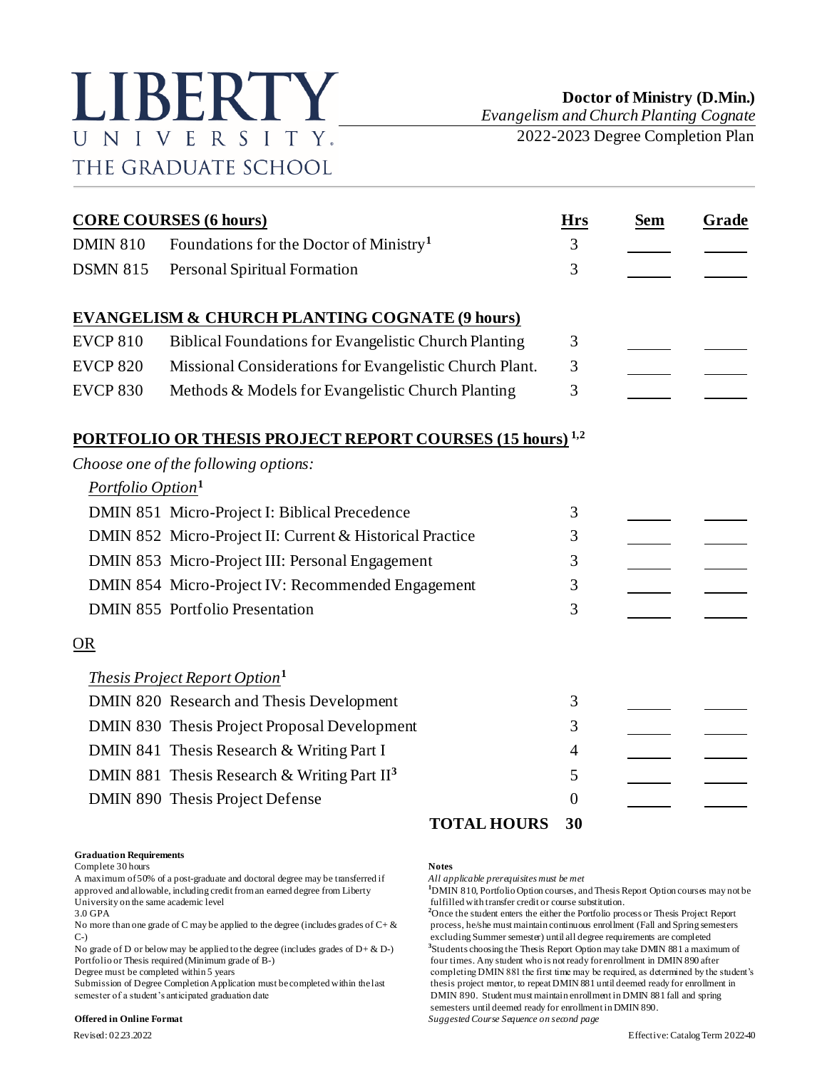# LIBERTY UNIVERSITY
## THE GRADUATE SCHOOL

**Doctor of Ministry (D.Min.)**
*Evangelism and Church Planting Cognate*
2022-2023 Degree Completion Plan

| **CORE COURSES (6 hours)** | | **Hrs** | **Sem** | **Grade** |
|---|---|---|---|---|
| DMIN 810 | Foundations for the Doctor of Ministry[1] | 3 | | |
| DSMN 815 | Personal Spiritual Formation | 3 | | |
| **EVANGELISM & CHURCH PLANTING COGNATE (9 hours)** | | | | |
| EVCP 810 | Biblical Foundations for Evangelistic Church Planting | 3 | | |
| EVCP 820 | Missional Considerations for Evangelistic Church Plant. | 3 | | |
| EVCP 830 | Methods & Models for Evangelistic Church Planting | 3 | | |
| **PORTFOLIO OR THESIS PROJECT REPORT COURSES (15 hours)[1,2]** | | | | |
| *Choose one of the following options:* | | | | |
| *Portfolio Option*[1] | | | | |
| DMIN 851 | Micro-Project I: Biblical Precedence | 3 | | |
| DMIN 852 | Micro-Project II: Current & Historical Practice | 3 | | |
| DMIN 853 | Micro-Project III: Personal Engagement | 3 | | |
| DMIN 854 | Micro-Project IV: Recommended Engagement | 3 | | |
| DMIN 855 | Portfolio Presentation | 3 | | |
| OR | | | | |
| *Thesis Project Report Option*[1] | | | | |
| DMIN 820 | Research and Thesis Development | 3 | | |
| DMIN 830 | Thesis Project Proposal Development | 3 | | |
| DMIN 841 | Thesis Research & Writing Part I | 4 | | |
| DMIN 881 | Thesis Research & Writing Part II[3] | 5 | | |
| DMIN 890 | Thesis Project Defense | 0 | | |
| | **TOTAL HOURS** | **30** | | |

**Graduation Requirements**

Complete 30 hours
A maximum of 50% of a post-graduate and doctoral degree may be transferred if approved and allowable, including credit from an earned degree from Liberty University on the same academic level
3.0 GPA
No more than one grade of C may be applied to the degree (includes grades of C+ & C-)
No grade of D or below may be applied to the degree (includes grades of D+ & D-)
Portfolio or Thesis required (Minimum grade of B-)
Degree must be completed within 5 years
Submission of Degree Completion Application must be completed within the last semester of a student's anticipated graduation date

**Offered in Online Format**

**Notes**

*All applicable prerequisites must be met*

[1]DMIN 810, Portfolio Option courses, and Thesis Report Option courses may not be fulfilled with transfer credit or course substitution.

[2]Once the student enters the either the Portfolio process or Thesis Project Report process, he/she must maintain continuous enrollment (Fall and Spring semesters excluding Summer semester) until all degree requirements are completed

[3]Students choosing the Thesis Report Option may take DMIN 881 a maximum of four times. Any student who is not ready for enrollment in DMIN 890 after completing DMIN 881 the first time may be required, as determined by the student's thesis project mentor, to repeat DMIN 881 until deemed ready for enrollment in DMIN 890. Student must maintain enrollment in DMIN 881 fall and spring semesters until deemed ready for enrollment in DMIN 890.

*Suggested Course Sequence on second page*

Revised: 02.23.2022

Effective: Catalog Term 2022-40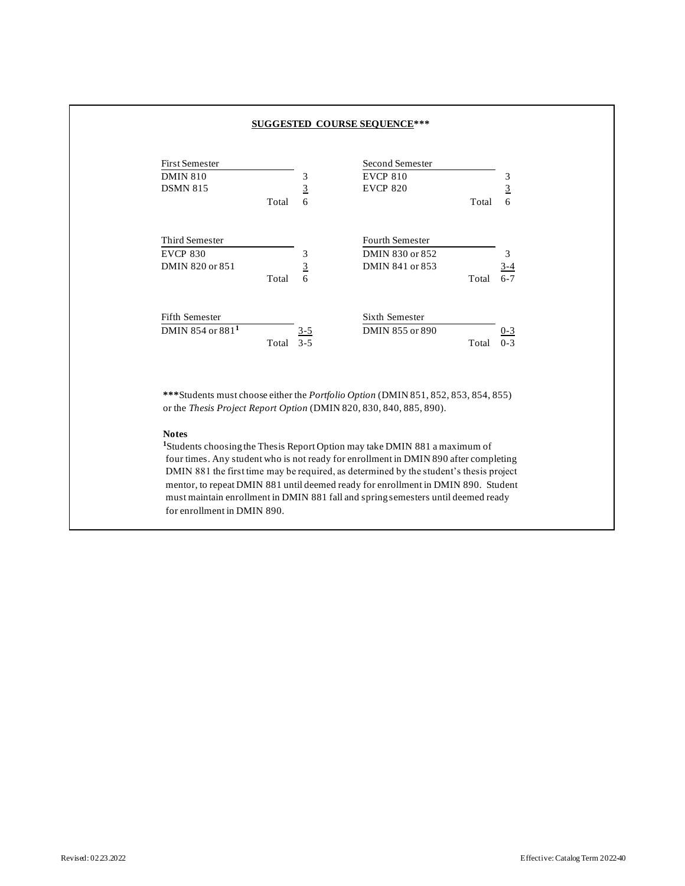**SUGGESTED COURSE SEQUENCE*****

| First Semester | | Second Semester | |
|---|---|---|---|
| DMIN 810 | 3 | EVCP 810 | 3 |
| DSMN 815 | 3 | EVCP 820 | 3 |
| Total | 6 | Total | 6 |

| Third Semester | | Fourth Semester | |
|---|---|---|---|
| EVCP 830 | 3 | DMIN 830 or 852 | 3 |
| DMIN 820 or 851 | 3 | DMIN 841 or 853 | 3-4 |
| Total | 6 | Total | 6-7 |

| Fifth Semester | | Sixth Semester | |
|---|---|---|---|
| DMIN 854 or 881[1] | 3-5 | DMIN 855 or 890 | 0-3 |
| Total | 3-5 | Total | 0-3 |

*****Students must choose either the *Portfolio Option* (DMIN 851, 852, 853, 854, 855) or the *Thesis Project Report Option* (DMIN 820, 830, 840, 885, 890).

**Notes**

[1]Students choosing the Thesis Report Option may take DMIN 881 a maximum of four times. Any student who is not ready for enrollment in DMIN 890 after completing DMIN 881 the first time may be required, as determined by the student's thesis project mentor, to repeat DMIN 881 until deemed ready for enrollment in DMIN 890. Student must maintain enrollment in DMIN 881 fall and spring semesters until deemed ready for enrollment in DMIN 890.

Revised: 02.23.2022

Effective: Catalog Term 2022-40